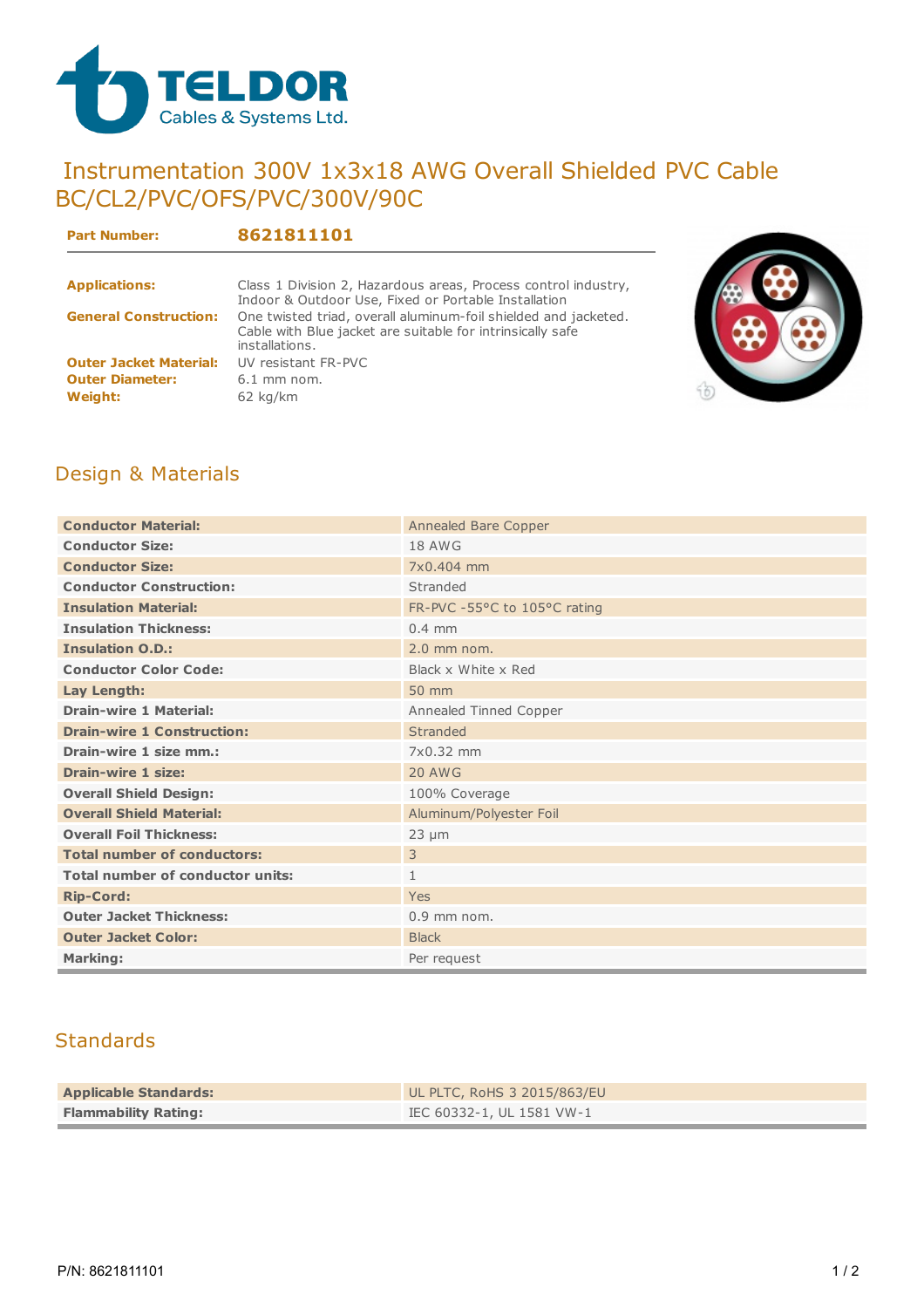TELDOR
Cables & Systems Ltd.

# Instrumentation 300V 1x3x18 AWG Overall Shielded PVC Cable BC/CL2/PVC/OFS/PVC/300V/90C

**Part Number:** **8621811101**

**Applications:** Class 1 Division 2, Hazardous areas, Process control industry, Indoor & Outdoor Use, Fixed or Portable Installation

**General Construction:** One twisted triad, overall aluminum-foil shielded and jacketed. Cable with Blue jacket are suitable for intrinsically safe installations.

**Outer Jacket Material:** UV resistant FR-PVC

**Outer Diameter:** 6.1 mm nom.

**Weight:** 62 kg/km

## Design & Materials

| | |
|---|---|
| **Conductor Material:** | Annealed Bare Copper |
| **Conductor Size:** | 18 AWG |
| **Conductor Size:** | 7x0.404 mm |
| **Conductor Construction:** | Stranded |
| **Insulation Material:** | FR-PVC -55°C to 105°C rating |
| **Insulation Thickness:** | 0.4 mm |
| **Insulation O.D.:** | 2.0 mm nom. |
| **Conductor Color Code:** | Black x White x Red |
| **Lay Length:** | 50 mm |
| **Drain-wire 1 Material:** | Annealed Tinned Copper |
| **Drain-wire 1 Construction:** | Stranded |
| **Drain-wire 1 size mm.:** | 7x0.32 mm |
| **Drain-wire 1 size:** | 20 AWG |
| **Overall Shield Design:** | 100% Coverage |
| **Overall Shield Material:** | Aluminum/Polyester Foil |
| **Overall Foil Thickness:** | 23 µm |
| **Total number of conductors:** | 3 |
| **Total number of conductor units:** | 1 |
| **Rip-Cord:** | Yes |
| **Outer Jacket Thickness:** | 0.9 mm nom. |
| **Outer Jacket Color:** | Black |
| **Marking:** | Per request |

## Standards

| | |
|---|---|
| **Applicable Standards:** | UL PLTC, RoHS 3 2015/863/EU |
| **Flammability Rating:** | IEC 60332-1, UL 1581 VW-1 |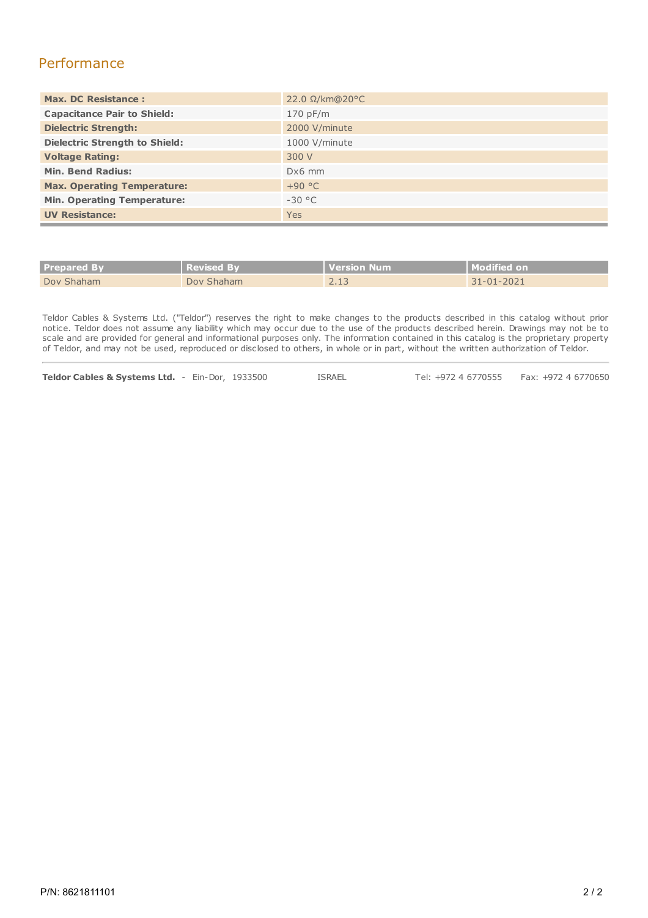## Performance

| | |
|---|---|
| **Max. DC Resistance :** | 22.0 Ω/km@20°C |
| **Capacitance Pair to Shield:** | 170 pF/m |
| **Dielectric Strength:** | 2000 V/minute |
| **Dielectric Strength to Shield:** | 1000 V/minute |
| **Voltage Rating:** | 300 V |
| **Min. Bend Radius:** | Dx6 mm |
| **Max. Operating Temperature:** | +90 °C |
| **Min. Operating Temperature:** | -30 °C |
| **UV Resistance:** | Yes |

| Prepared By | Revised By | Version Num | Modified on |
|---|---|---|---|
| Dov Shaham | Dov Shaham | 2.13 | 31-01-2021 |

Teldor Cables & Systems Ltd. ("Teldor") reserves the right to make changes to the products described in this catalog without prior notice. Teldor does not assume any liability which may occur due to the use of the products described herein. Drawings may not be to scale and are provided for general and informational purposes only. The information contained in this catalog is the proprietary property of Teldor, and may not be used, reproduced or disclosed to others, in whole or in part, without the written authorization of Teldor.

**Teldor Cables & Systems Ltd.** - Ein-Dor, 1933500 ISRAEL Tel: +972 4 6770555 Fax: +972 4 6770650

P/N: 8621811101